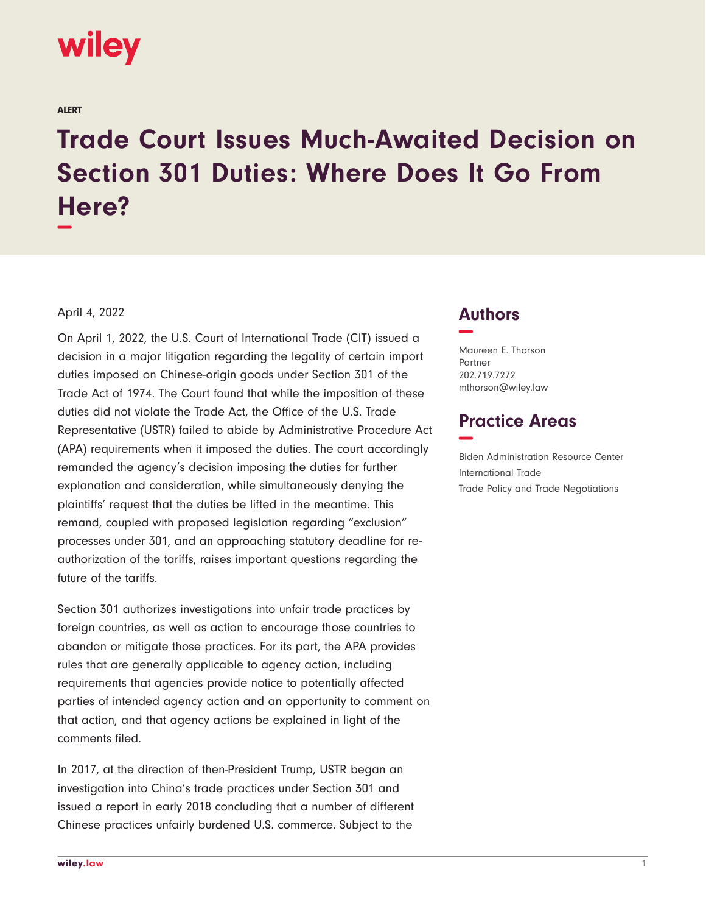wiley

ALERT

# Trade Court Issues Much-Awaited Decision on Section 301 Duties: Where Does It Go From Here?

April 4, 2022

On April 1, 2022, the U.S. Court of International Trade (CIT) issued a decision in a major litigation regarding the legality of certain import duties imposed on Chinese-origin goods under Section 301 of the Trade Act of 1974. The Court found that while the imposition of these duties did not violate the Trade Act, the Office of the U.S. Trade Representative (USTR) failed to abide by Administrative Procedure Act (APA) requirements when it imposed the duties. The court accordingly remanded the agency's decision imposing the duties for further explanation and consideration, while simultaneously denying the plaintiffs' request that the duties be lifted in the meantime. This remand, coupled with proposed legislation regarding "exclusion" processes under 301, and an approaching statutory deadline for re-authorization of the tariffs, raises important questions regarding the future of the tariffs.

Section 301 authorizes investigations into unfair trade practices by foreign countries, as well as action to encourage those countries to abandon or mitigate those practices. For its part, the APA provides rules that are generally applicable to agency action, including requirements that agencies provide notice to potentially affected parties of intended agency action and an opportunity to comment on that action, and that agency actions be explained in light of the comments filed.

In 2017, at the direction of then-President Trump, USTR began an investigation into China's trade practices under Section 301 and issued a report in early 2018 concluding that a number of different Chinese practices unfairly burdened U.S. commerce. Subject to the

## Authors

Maureen E. Thorson
Partner
202.719.7272
mthorson@wiley.law

## Practice Areas

Biden Administration Resource Center
International Trade
Trade Policy and Trade Negotiations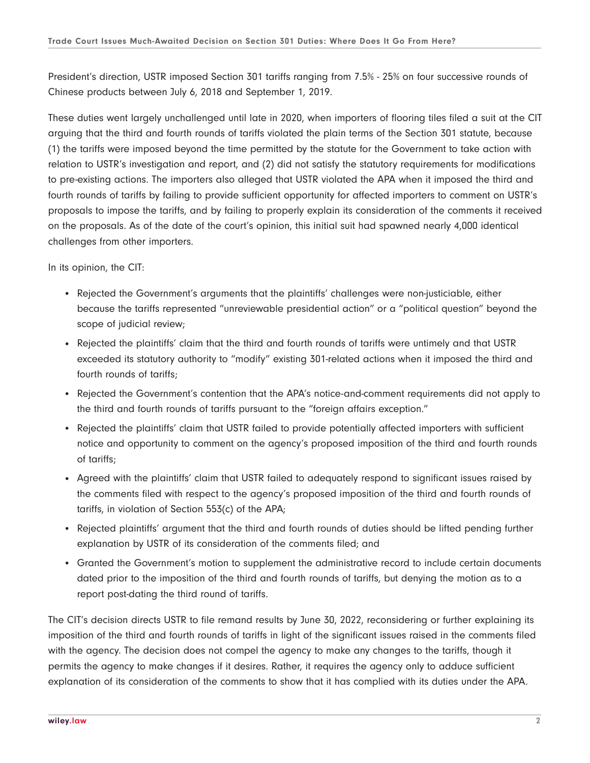President's direction, USTR imposed Section 301 tariffs ranging from 7.5% - 25% on four successive rounds of Chinese products between July 6, 2018 and September 1, 2019.

These duties went largely unchallenged until late in 2020, when importers of flooring tiles filed a suit at the CIT arguing that the third and fourth rounds of tariffs violated the plain terms of the Section 301 statute, because (1) the tariffs were imposed beyond the time permitted by the statute for the Government to take action with relation to USTR's investigation and report, and (2) did not satisfy the statutory requirements for modifications to pre-existing actions. The importers also alleged that USTR violated the APA when it imposed the third and fourth rounds of tariffs by failing to provide sufficient opportunity for affected importers to comment on USTR's proposals to impose the tariffs, and by failing to properly explain its consideration of the comments it received on the proposals. As of the date of the court's opinion, this initial suit had spawned nearly 4,000 identical challenges from other importers.

In its opinion, the CIT:

- Rejected the Government's arguments that the plaintiffs' challenges were non-justiciable, either because the tariffs represented "unreviewable presidential action" or a "political question" beyond the scope of judicial review;
- Rejected the plaintiffs' claim that the third and fourth rounds of tariffs were untimely and that USTR exceeded its statutory authority to "modify" existing 301-related actions when it imposed the third and fourth rounds of tariffs;
- Rejected the Government's contention that the APA's notice-and-comment requirements did not apply to the third and fourth rounds of tariffs pursuant to the "foreign affairs exception."
- Rejected the plaintiffs' claim that USTR failed to provide potentially affected importers with sufficient notice and opportunity to comment on the agency's proposed imposition of the third and fourth rounds of tariffs;
- Agreed with the plaintiffs' claim that USTR failed to adequately respond to significant issues raised by the comments filed with respect to the agency's proposed imposition of the third and fourth rounds of tariffs, in violation of Section 553(c) of the APA;
- Rejected plaintiffs' argument that the third and fourth rounds of duties should be lifted pending further explanation by USTR of its consideration of the comments filed; and
- Granted the Government's motion to supplement the administrative record to include certain documents dated prior to the imposition of the third and fourth rounds of tariffs, but denying the motion as to a report post-dating the third round of tariffs.

The CIT's decision directs USTR to file remand results by June 30, 2022, reconsidering or further explaining its imposition of the third and fourth rounds of tariffs in light of the significant issues raised in the comments filed with the agency. The decision does not compel the agency to make any changes to the tariffs, though it permits the agency to make changes if it desires. Rather, it requires the agency only to adduce sufficient explanation of its consideration of the comments to show that it has complied with its duties under the APA.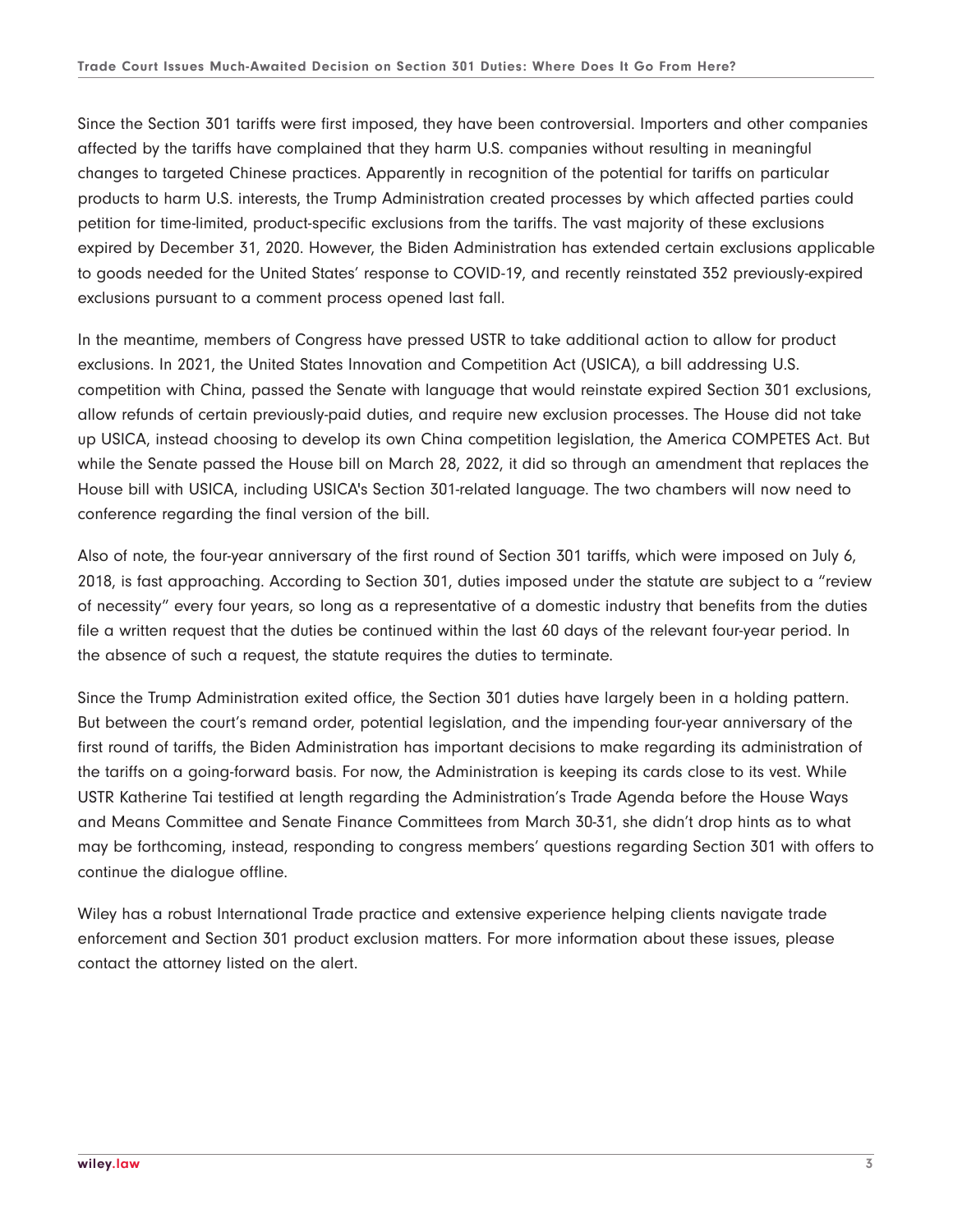Since the Section 301 tariffs were first imposed, they have been controversial. Importers and other companies affected by the tariffs have complained that they harm U.S. companies without resulting in meaningful changes to targeted Chinese practices. Apparently in recognition of the potential for tariffs on particular products to harm U.S. interests, the Trump Administration created processes by which affected parties could petition for time-limited, product-specific exclusions from the tariffs. The vast majority of these exclusions expired by December 31, 2020. However, the Biden Administration has extended certain exclusions applicable to goods needed for the United States' response to COVID-19, and recently reinstated 352 previously-expired exclusions pursuant to a comment process opened last fall.

In the meantime, members of Congress have pressed USTR to take additional action to allow for product exclusions. In 2021, the United States Innovation and Competition Act (USICA), a bill addressing U.S. competition with China, passed the Senate with language that would reinstate expired Section 301 exclusions, allow refunds of certain previously-paid duties, and require new exclusion processes. The House did not take up USICA, instead choosing to develop its own China competition legislation, the America COMPETES Act. But while the Senate passed the House bill on March 28, 2022, it did so through an amendment that replaces the House bill with USICA, including USICA's Section 301-related language. The two chambers will now need to conference regarding the final version of the bill.

Also of note, the four-year anniversary of the first round of Section 301 tariffs, which were imposed on July 6, 2018, is fast approaching. According to Section 301, duties imposed under the statute are subject to a "review of necessity" every four years, so long as a representative of a domestic industry that benefits from the duties file a written request that the duties be continued within the last 60 days of the relevant four-year period. In the absence of such a request, the statute requires the duties to terminate.

Since the Trump Administration exited office, the Section 301 duties have largely been in a holding pattern. But between the court's remand order, potential legislation, and the impending four-year anniversary of the first round of tariffs, the Biden Administration has important decisions to make regarding its administration of the tariffs on a going-forward basis. For now, the Administration is keeping its cards close to its vest. While USTR Katherine Tai testified at length regarding the Administration's Trade Agenda before the House Ways and Means Committee and Senate Finance Committees from March 30-31, she didn't drop hints as to what may be forthcoming, instead, responding to congress members' questions regarding Section 301 with offers to continue the dialogue offline.

Wiley has a robust International Trade practice and extensive experience helping clients navigate trade enforcement and Section 301 product exclusion matters. For more information about these issues, please contact the attorney listed on the alert.